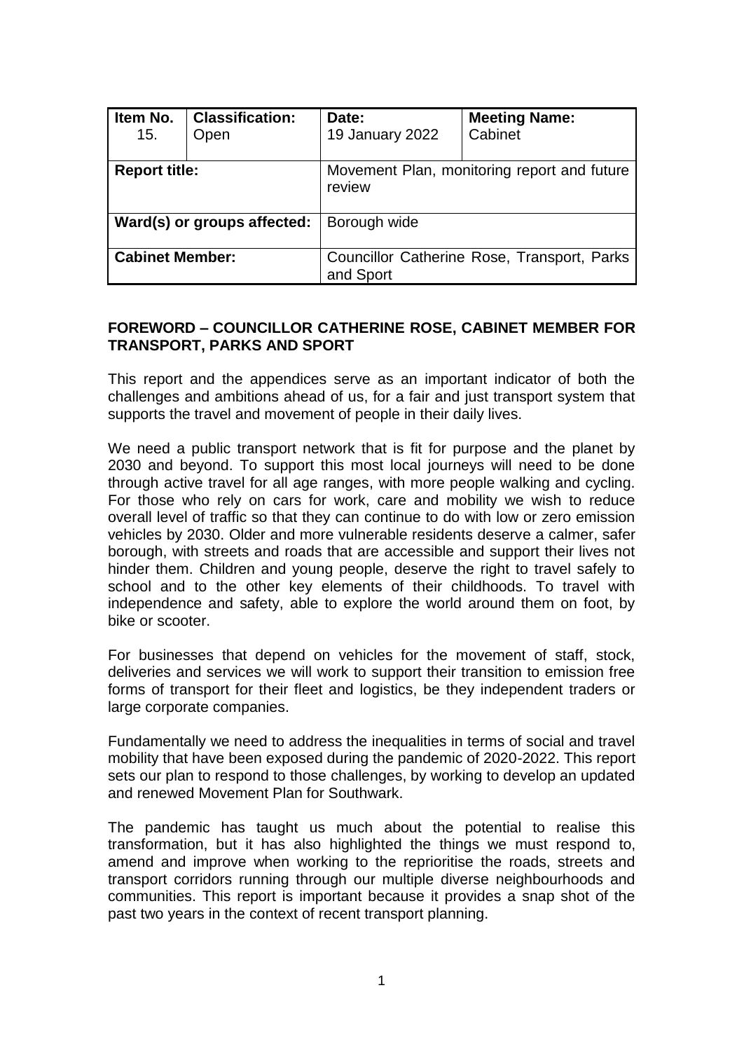| Item No. 15. | Classification: Open | Date: 19 January 2022 | Meeting Name: Cabinet |
|---|---|---|---|
| **Report title:** | | Movement Plan, monitoring report and future review | |
| **Ward(s) or groups affected:** | | Borough wide | |
| **Cabinet Member:** | | Councillor Catherine Rose, Transport, Parks and Sport | |

**FOREWORD – COUNCILLOR CATHERINE ROSE, CABINET MEMBER FOR TRANSPORT, PARKS AND SPORT**

This report and the appendices serve as an important indicator of both the challenges and ambitions ahead of us, for a fair and just transport system that supports the travel and movement of people in their daily lives.

We need a public transport network that is fit for purpose and the planet by 2030 and beyond. To support this most local journeys will need to be done through active travel for all age ranges, with more people walking and cycling. For those who rely on cars for work, care and mobility we wish to reduce overall level of traffic so that they can continue to do with low or zero emission vehicles by 2030. Older and more vulnerable residents deserve a calmer, safer borough, with streets and roads that are accessible and support their lives not hinder them. Children and young people, deserve the right to travel safely to school and to the other key elements of their childhoods. To travel with independence and safety, able to explore the world around them on foot, by bike or scooter.

For businesses that depend on vehicles for the movement of staff, stock, deliveries and services we will work to support their transition to emission free forms of transport for their fleet and logistics, be they independent traders or large corporate companies.

Fundamentally we need to address the inequalities in terms of social and travel mobility that have been exposed during the pandemic of 2020-2022. This report sets our plan to respond to those challenges, by working to develop an updated and renewed Movement Plan for Southwark.

The pandemic has taught us much about the potential to realise this transformation, but it has also highlighted the things we must respond to, amend and improve when working to the reprioritise the roads, streets and transport corridors running through our multiple diverse neighbourhoods and communities. This report is important because it provides a snap shot of the past two years in the context of recent transport planning.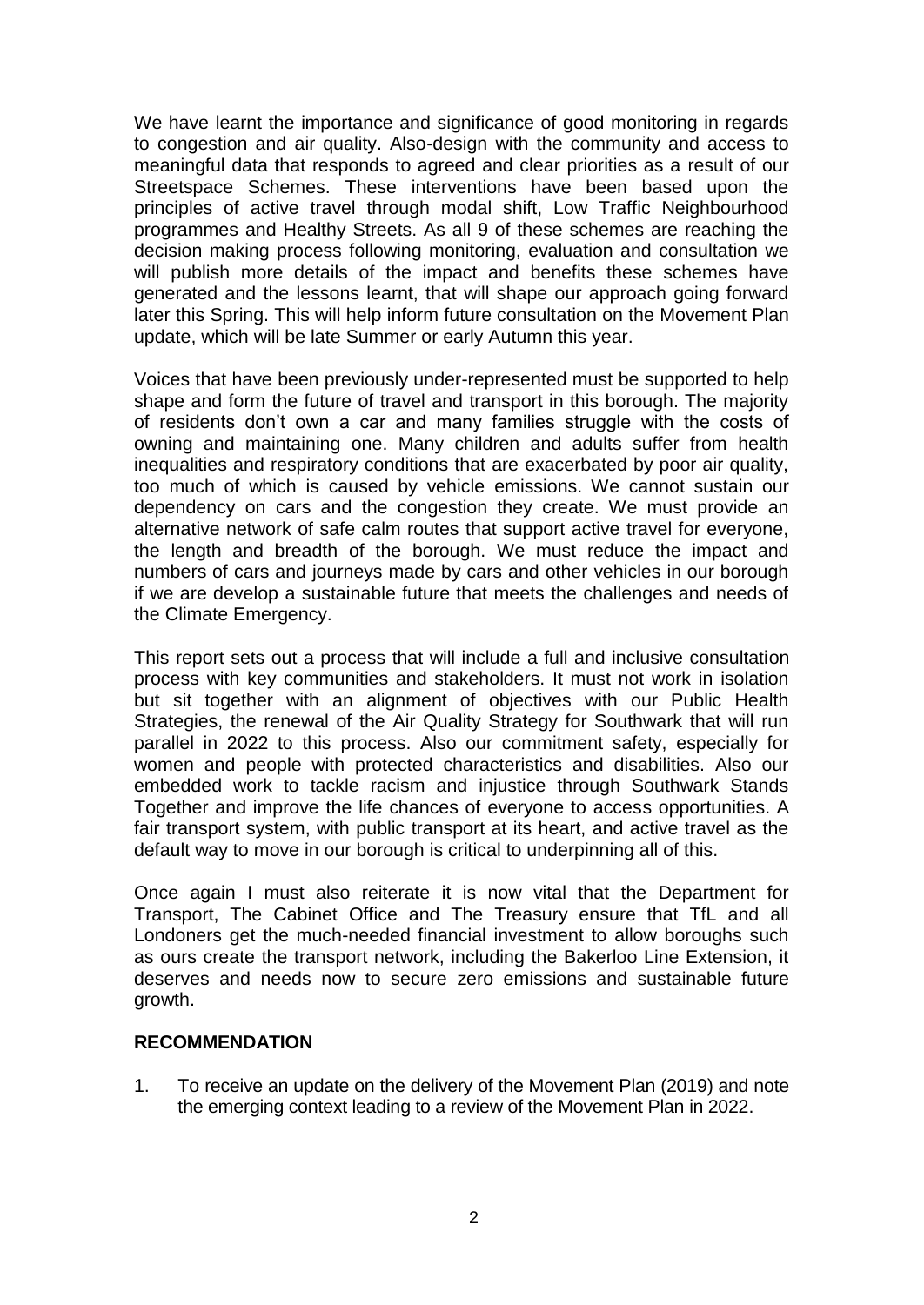We have learnt the importance and significance of good monitoring in regards to congestion and air quality. Also-design with the community and access to meaningful data that responds to agreed and clear priorities as a result of our Streetspace Schemes. These interventions have been based upon the principles of active travel through modal shift, Low Traffic Neighbourhood programmes and Healthy Streets. As all 9 of these schemes are reaching the decision making process following monitoring, evaluation and consultation we will publish more details of the impact and benefits these schemes have generated and the lessons learnt, that will shape our approach going forward later this Spring. This will help inform future consultation on the Movement Plan update, which will be late Summer or early Autumn this year.

Voices that have been previously under-represented must be supported to help shape and form the future of travel and transport in this borough. The majority of residents don't own a car and many families struggle with the costs of owning and maintaining one. Many children and adults suffer from health inequalities and respiratory conditions that are exacerbated by poor air quality, too much of which is caused by vehicle emissions. We cannot sustain our dependency on cars and the congestion they create. We must provide an alternative network of safe calm routes that support active travel for everyone, the length and breadth of the borough. We must reduce the impact and numbers of cars and journeys made by cars and other vehicles in our borough if we are develop a sustainable future that meets the challenges and needs of the Climate Emergency.

This report sets out a process that will include a full and inclusive consultation process with key communities and stakeholders. It must not work in isolation but sit together with an alignment of objectives with our Public Health Strategies, the renewal of the Air Quality Strategy for Southwark that will run parallel in 2022 to this process. Also our commitment safety, especially for women and people with protected characteristics and disabilities. Also our embedded work to tackle racism and injustice through Southwark Stands Together and improve the life chances of everyone to access opportunities. A fair transport system, with public transport at its heart, and active travel as the default way to move in our borough is critical to underpinning all of this.

Once again I must also reiterate it is now vital that the Department for Transport, The Cabinet Office and The Treasury ensure that TfL and all Londoners get the much-needed financial investment to allow boroughs such as ours create the transport network, including the Bakerloo Line Extension, it deserves and needs now to secure zero emissions and sustainable future growth.

## RECOMMENDATION

1. To receive an update on the delivery of the Movement Plan (2019) and note the emerging context leading to a review of the Movement Plan in 2022.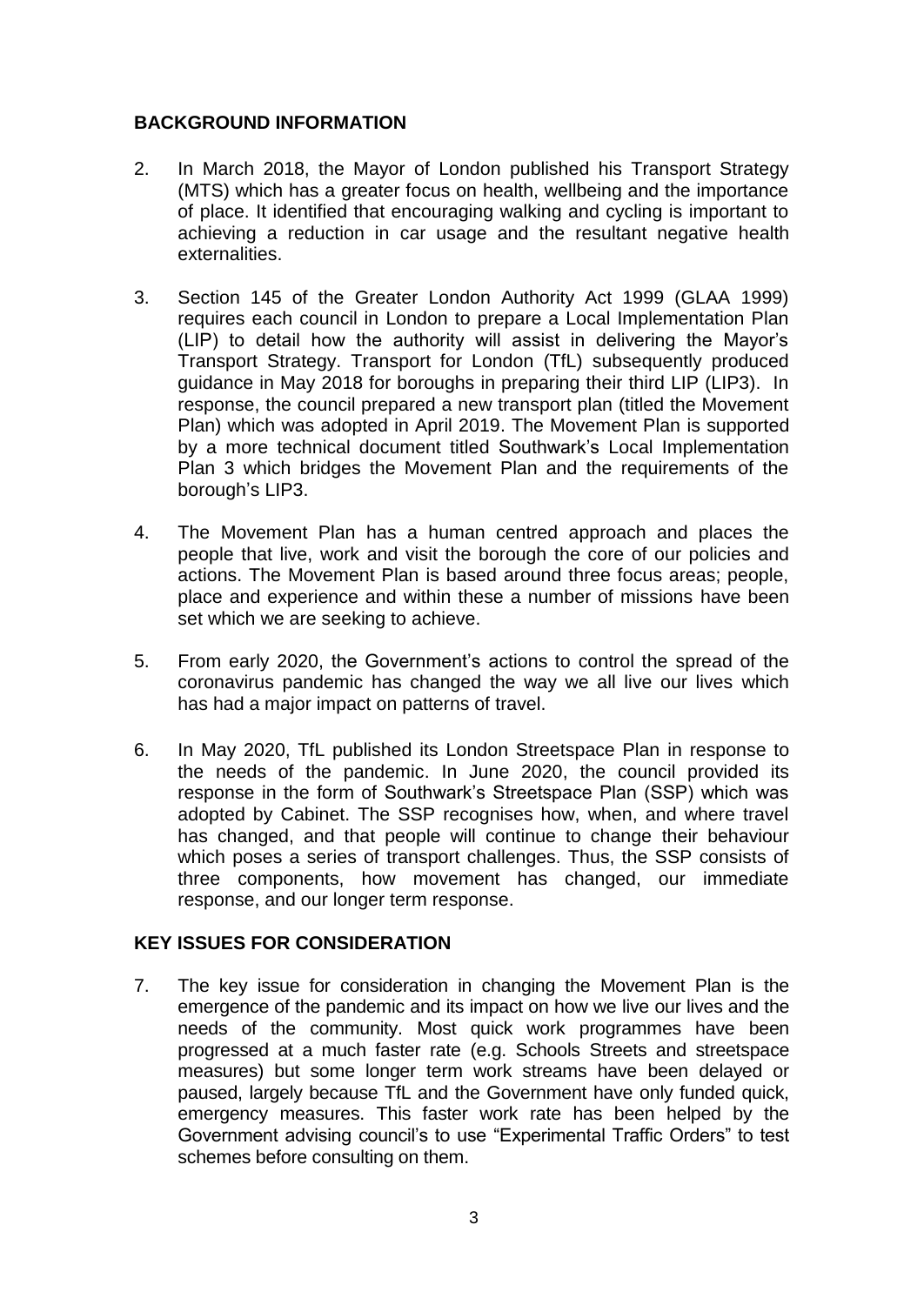## BACKGROUND INFORMATION

2. In March 2018, the Mayor of London published his Transport Strategy (MTS) which has a greater focus on health, wellbeing and the importance of place. It identified that encouraging walking and cycling is important to achieving a reduction in car usage and the resultant negative health externalities.

3. Section 145 of the Greater London Authority Act 1999 (GLAA 1999) requires each council in London to prepare a Local Implementation Plan (LIP) to detail how the authority will assist in delivering the Mayor's Transport Strategy. Transport for London (TfL) subsequently produced guidance in May 2018 for boroughs in preparing their third LIP (LIP3). In response, the council prepared a new transport plan (titled the Movement Plan) which was adopted in April 2019. The Movement Plan is supported by a more technical document titled Southwark's Local Implementation Plan 3 which bridges the Movement Plan and the requirements of the borough's LIP3.

4. The Movement Plan has a human centred approach and places the people that live, work and visit the borough the core of our policies and actions. The Movement Plan is based around three focus areas; people, place and experience and within these a number of missions have been set which we are seeking to achieve.

5. From early 2020, the Government's actions to control the spread of the coronavirus pandemic has changed the way we all live our lives which has had a major impact on patterns of travel.

6. In May 2020, TfL published its London Streetspace Plan in response to the needs of the pandemic. In June 2020, the council provided its response in the form of Southwark's Streetspace Plan (SSP) which was adopted by Cabinet. The SSP recognises how, when, and where travel has changed, and that people will continue to change their behaviour which poses a series of transport challenges. Thus, the SSP consists of three components, how movement has changed, our immediate response, and our longer term response.

## KEY ISSUES FOR CONSIDERATION

7. The key issue for consideration in changing the Movement Plan is the emergence of the pandemic and its impact on how we live our lives and the needs of the community. Most quick work programmes have been progressed at a much faster rate (e.g. Schools Streets and streetspace measures) but some longer term work streams have been delayed or paused, largely because TfL and the Government have only funded quick, emergency measures. This faster work rate has been helped by the Government advising council's to use "Experimental Traffic Orders" to test schemes before consulting on them.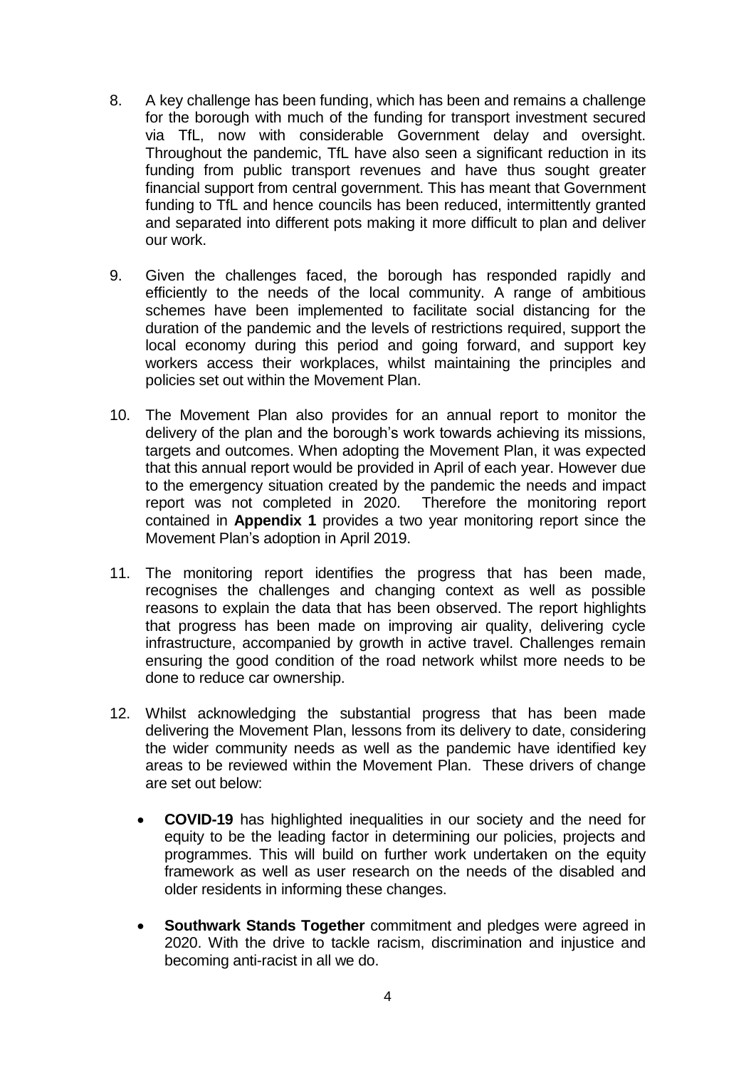8. A key challenge has been funding, which has been and remains a challenge for the borough with much of the funding for transport investment secured via TfL, now with considerable Government delay and oversight. Throughout the pandemic, TfL have also seen a significant reduction in its funding from public transport revenues and have thus sought greater financial support from central government. This has meant that Government funding to TfL and hence councils has been reduced, intermittently granted and separated into different pots making it more difficult to plan and deliver our work.

9. Given the challenges faced, the borough has responded rapidly and efficiently to the needs of the local community. A range of ambitious schemes have been implemented to facilitate social distancing for the duration of the pandemic and the levels of restrictions required, support the local economy during this period and going forward, and support key workers access their workplaces, whilst maintaining the principles and policies set out within the Movement Plan.

10. The Movement Plan also provides for an annual report to monitor the delivery of the plan and the borough's work towards achieving its missions, targets and outcomes. When adopting the Movement Plan, it was expected that this annual report would be provided in April of each year. However due to the emergency situation created by the pandemic the needs and impact report was not completed in 2020. Therefore the monitoring report contained in **Appendix 1** provides a two year monitoring report since the Movement Plan's adoption in April 2019.

11. The monitoring report identifies the progress that has been made, recognises the challenges and changing context as well as possible reasons to explain the data that has been observed. The report highlights that progress has been made on improving air quality, delivering cycle infrastructure, accompanied by growth in active travel. Challenges remain ensuring the good condition of the road network whilst more needs to be done to reduce car ownership.

12. Whilst acknowledging the substantial progress that has been made delivering the Movement Plan, lessons from its delivery to date, considering the wider community needs as well as the pandemic have identified key areas to be reviewed within the Movement Plan. These drivers of change are set out below:

    - **COVID-19** has highlighted inequalities in our society and the need for equity to be the leading factor in determining our policies, projects and programmes. This will build on further work undertaken on the equity framework as well as user research on the needs of the disabled and older residents in informing these changes.

    - **Southwark Stands Together** commitment and pledges were agreed in 2020. With the drive to tackle racism, discrimination and injustice and becoming anti-racist in all we do.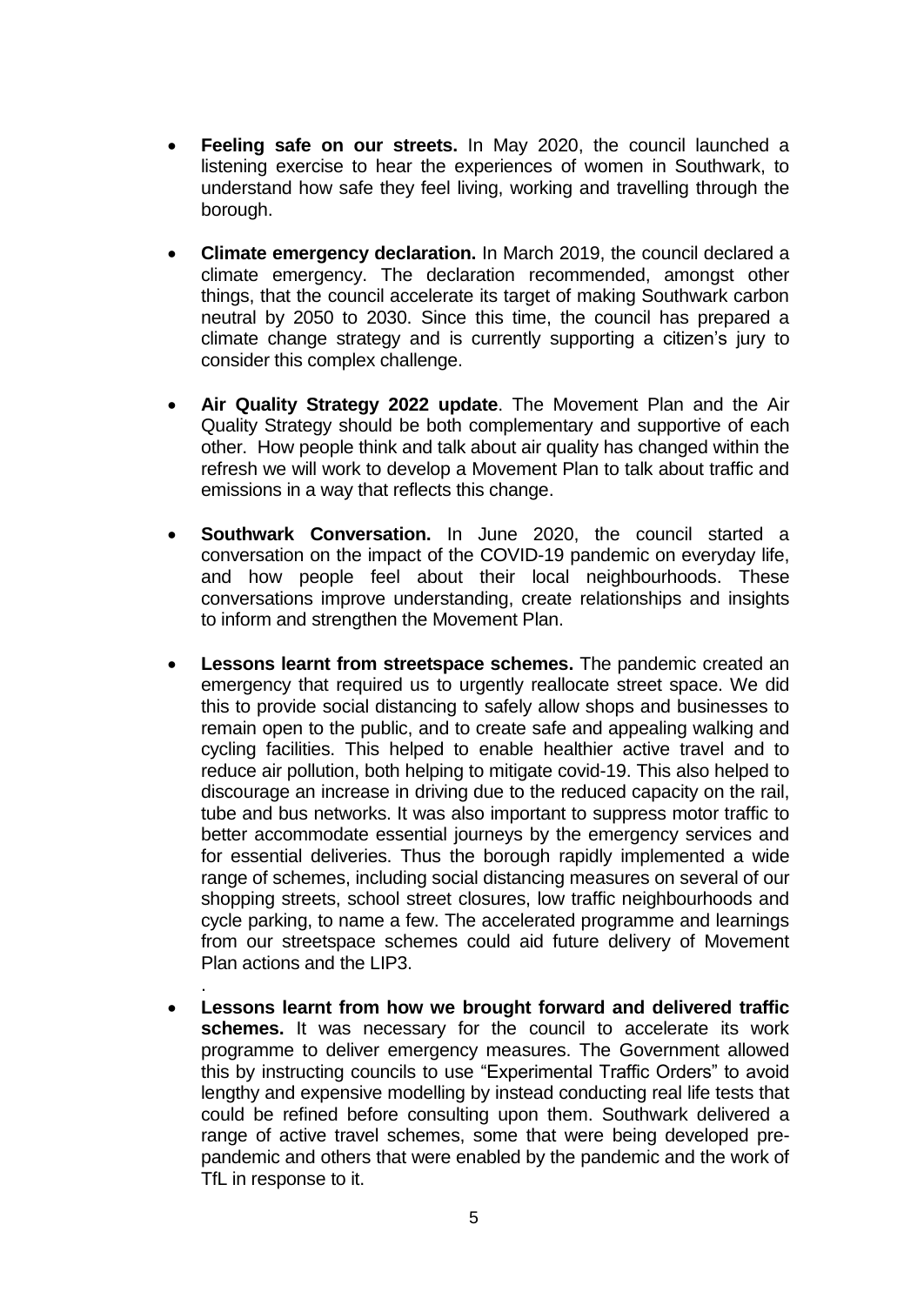- **Feeling safe on our streets.** In May 2020, the council launched a listening exercise to hear the experiences of women in Southwark, to understand how safe they feel living, working and travelling through the borough.

- **Climate emergency declaration.** In March 2019, the council declared a climate emergency. The declaration recommended, amongst other things, that the council accelerate its target of making Southwark carbon neutral by 2050 to 2030. Since this time, the council has prepared a climate change strategy and is currently supporting a citizen's jury to consider this complex challenge.

- **Air Quality Strategy 2022 update**. The Movement Plan and the Air Quality Strategy should be both complementary and supportive of each other. How people think and talk about air quality has changed within the refresh we will work to develop a Movement Plan to talk about traffic and emissions in a way that reflects this change.

- **Southwark Conversation.** In June 2020, the council started a conversation on the impact of the COVID-19 pandemic on everyday life, and how people feel about their local neighbourhoods. These conversations improve understanding, create relationships and insights to inform and strengthen the Movement Plan.

- **Lessons learnt from streetspace schemes.** The pandemic created an emergency that required us to urgently reallocate street space. We did this to provide social distancing to safely allow shops and businesses to remain open to the public, and to create safe and appealing walking and cycling facilities. This helped to enable healthier active travel and to reduce air pollution, both helping to mitigate covid-19. This also helped to discourage an increase in driving due to the reduced capacity on the rail, tube and bus networks. It was also important to suppress motor traffic to better accommodate essential journeys by the emergency services and for essential deliveries. Thus the borough rapidly implemented a wide range of schemes, including social distancing measures on several of our shopping streets, school street closures, low traffic neighbourhoods and cycle parking, to name a few. The accelerated programme and learnings from our streetspace schemes could aid future delivery of Movement Plan actions and the LIP3.
  .
- **Lessons learnt from how we brought forward and delivered traffic schemes.** It was necessary for the council to accelerate its work programme to deliver emergency measures. The Government allowed this by instructing councils to use "Experimental Traffic Orders" to avoid lengthy and expensive modelling by instead conducting real life tests that could be refined before consulting upon them. Southwark delivered a range of active travel schemes, some that were being developed pre-pandemic and others that were enabled by the pandemic and the work of TfL in response to it.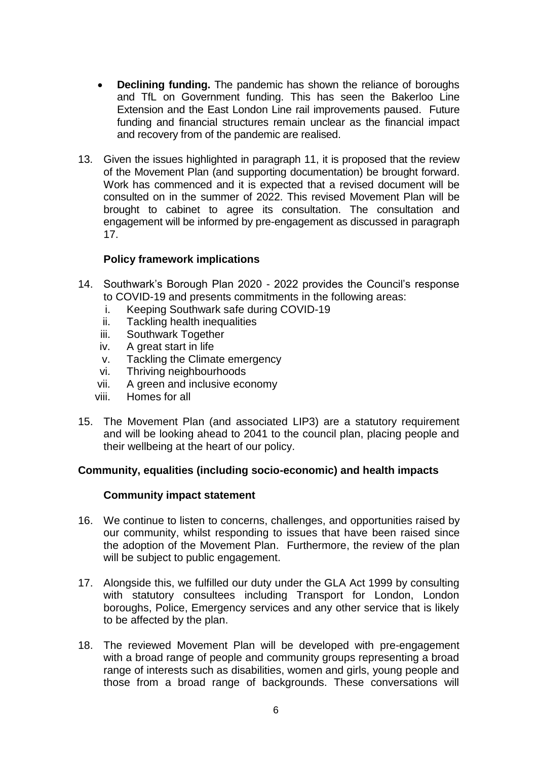- **Declining funding.** The pandemic has shown the reliance of boroughs and TfL on Government funding. This has seen the Bakerloo Line Extension and the East London Line rail improvements paused. Future funding and financial structures remain unclear as the financial impact and recovery from of the pandemic are realised.

13. Given the issues highlighted in paragraph 11, it is proposed that the review of the Movement Plan (and supporting documentation) be brought forward. Work has commenced and it is expected that a revised document will be consulted on in the summer of 2022. This revised Movement Plan will be brought to cabinet to agree its consultation. The consultation and engagement will be informed by pre-engagement as discussed in paragraph 17.

### Policy framework implications

14. Southwark's Borough Plan 2020 - 2022 provides the Council's response to COVID-19 and presents commitments in the following areas:
    i. Keeping Southwark safe during COVID-19
    ii. Tackling health inequalities
    iii. Southwark Together
    iv. A great start in life
    v. Tackling the Climate emergency
    vi. Thriving neighbourhoods
    vii. A green and inclusive economy
    viii. Homes for all

15. The Movement Plan (and associated LIP3) are a statutory requirement and will be looking ahead to 2041 to the council plan, placing people and their wellbeing at the heart of our policy.

## Community, equalities (including socio-economic) and health impacts

### Community impact statement

16. We continue to listen to concerns, challenges, and opportunities raised by our community, whilst responding to issues that have been raised since the adoption of the Movement Plan. Furthermore, the review of the plan will be subject to public engagement.

17. Alongside this, we fulfilled our duty under the GLA Act 1999 by consulting with statutory consultees including Transport for London, London boroughs, Police, Emergency services and any other service that is likely to be affected by the plan.

18. The reviewed Movement Plan will be developed with pre-engagement with a broad range of people and community groups representing a broad range of interests such as disabilities, women and girls, young people and those from a broad range of backgrounds. These conversations will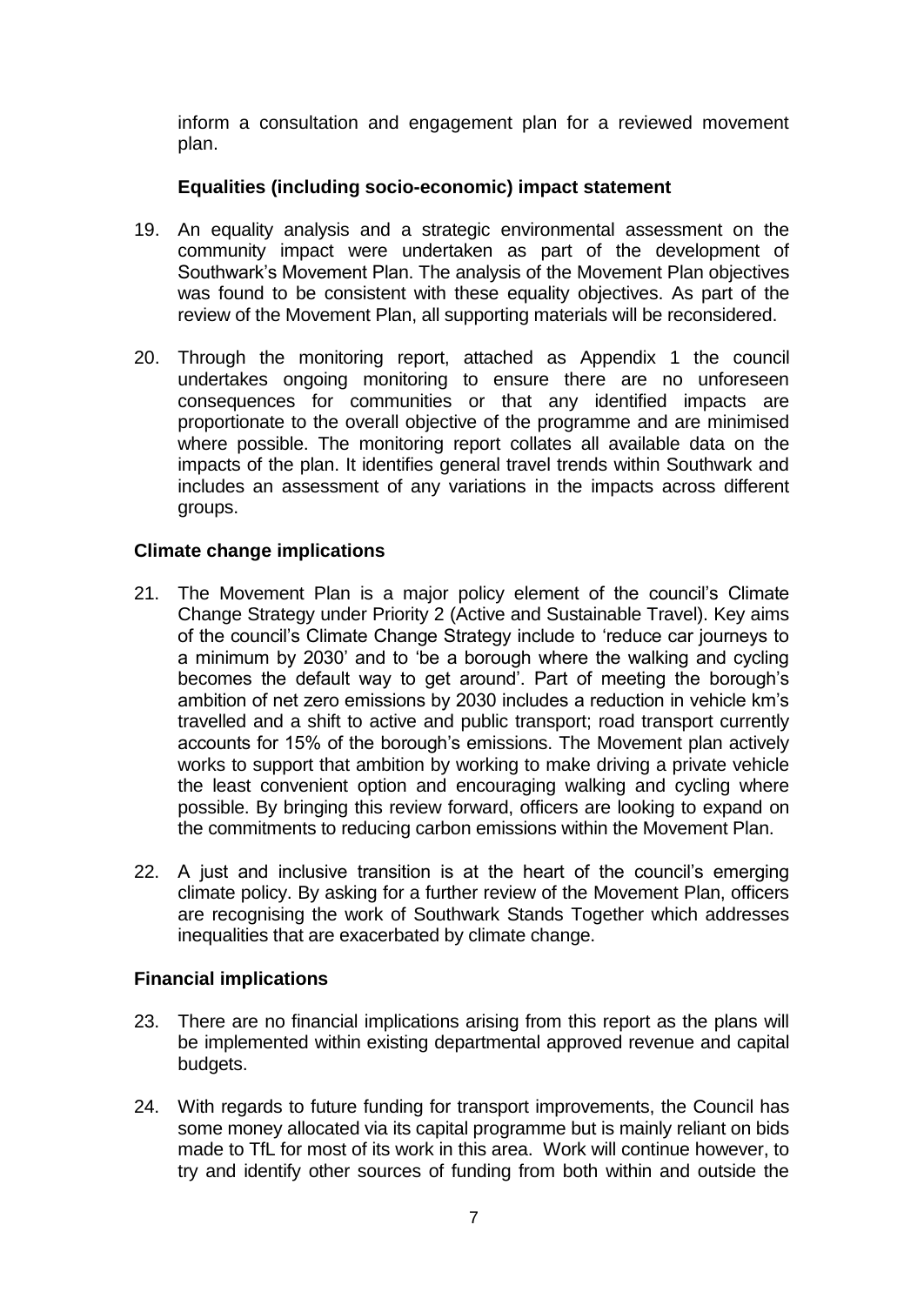inform a consultation and engagement plan for a reviewed movement plan.

### Equalities (including socio-economic) impact statement

19. An equality analysis and a strategic environmental assessment on the community impact were undertaken as part of the development of Southwark's Movement Plan. The analysis of the Movement Plan objectives was found to be consistent with these equality objectives. As part of the review of the Movement Plan, all supporting materials will be reconsidered.

20. Through the monitoring report, attached as Appendix 1 the council undertakes ongoing monitoring to ensure there are no unforeseen consequences for communities or that any identified impacts are proportionate to the overall objective of the programme and are minimised where possible. The monitoring report collates all available data on the impacts of the plan. It identifies general travel trends within Southwark and includes an assessment of any variations in the impacts across different groups.

## Climate change implications

21. The Movement Plan is a major policy element of the council's Climate Change Strategy under Priority 2 (Active and Sustainable Travel). Key aims of the council's Climate Change Strategy include to 'reduce car journeys to a minimum by 2030' and to 'be a borough where the walking and cycling becomes the default way to get around'. Part of meeting the borough's ambition of net zero emissions by 2030 includes a reduction in vehicle km's travelled and a shift to active and public transport; road transport currently accounts for 15% of the borough's emissions. The Movement plan actively works to support that ambition by working to make driving a private vehicle the least convenient option and encouraging walking and cycling where possible. By bringing this review forward, officers are looking to expand on the commitments to reducing carbon emissions within the Movement Plan.

22. A just and inclusive transition is at the heart of the council's emerging climate policy. By asking for a further review of the Movement Plan, officers are recognising the work of Southwark Stands Together which addresses inequalities that are exacerbated by climate change.

## Financial implications

23. There are no financial implications arising from this report as the plans will be implemented within existing departmental approved revenue and capital budgets.

24. With regards to future funding for transport improvements, the Council has some money allocated via its capital programme but is mainly reliant on bids made to TfL for most of its work in this area. Work will continue however, to try and identify other sources of funding from both within and outside the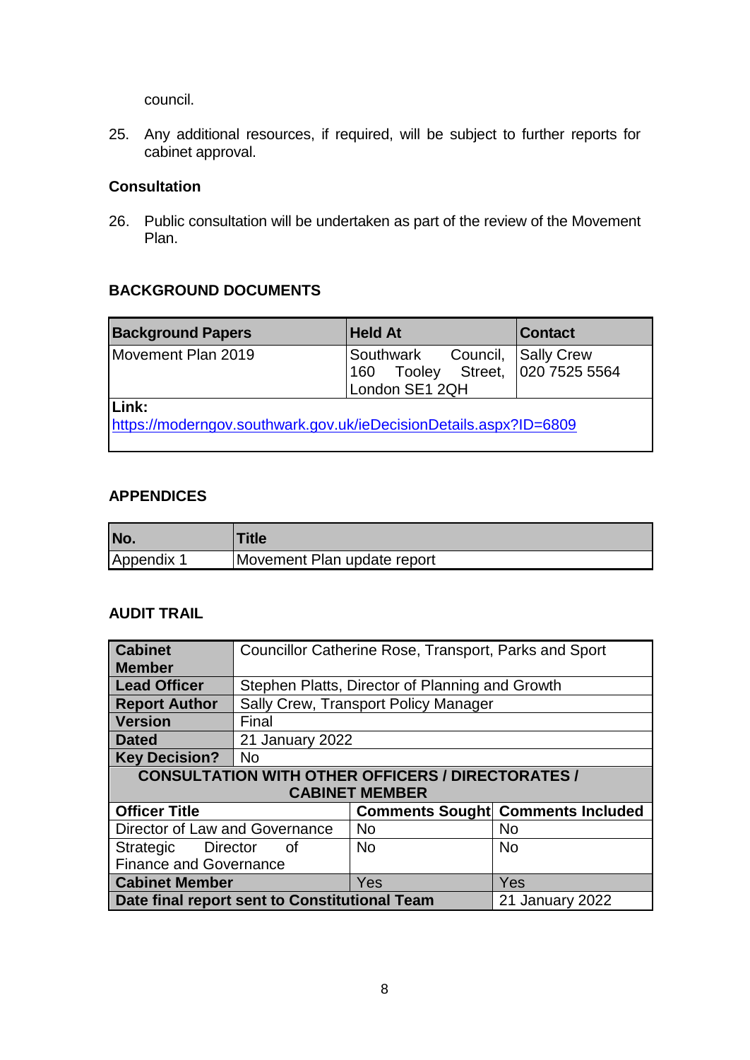council.

25. Any additional resources, if required, will be subject to further reports for cabinet approval.

**Consultation**

26. Public consultation will be undertaken as part of the review of the Movement Plan.

## BACKGROUND DOCUMENTS

| Background Papers | Held At | Contact |
|---|---|---|
| Movement Plan 2019 | Southwark Council, 160 Tooley Street, London SE1 2QH | Sally Crew 020 7525 5564 |
| **Link:** https://moderngov.southwark.gov.uk/ieDecisionDetails.aspx?ID=6809 | | |

## APPENDICES

| No. | Title |
|---|---|
| Appendix 1 | Movement Plan update report |

## AUDIT TRAIL

| | | |
|---|---|---|
| **Cabinet Member** | Councillor Catherine Rose, Transport, Parks and Sport | |
| **Lead Officer** | Stephen Platts, Director of Planning and Growth | |
| **Report Author** | Sally Crew, Transport Policy Manager | |
| **Version** | Final | |
| **Dated** | 21 January 2022 | |
| **Key Decision?** | No | |
| **CONSULTATION WITH OTHER OFFICERS / DIRECTORATES / CABINET MEMBER** | | |
| **Officer Title** | **Comments Sought** | **Comments Included** |
| Director of Law and Governance | No | No |
| Strategic Director of Finance and Governance | No | No |
| **Cabinet Member** | Yes | Yes |
| **Date final report sent to Constitutional Team** | | 21 January 2022 |